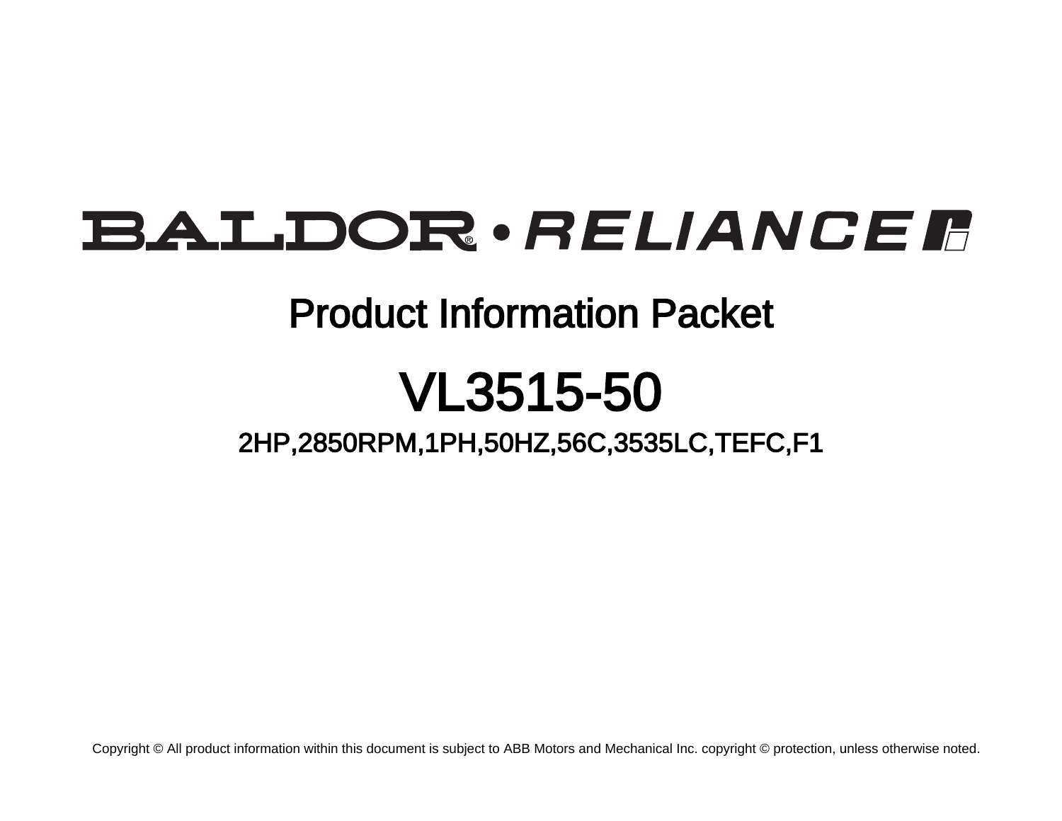BALDOR® • RELIANCE

# Product Information Packet

# VL3515-50

## 2HP,2850RPM,1PH,50HZ,56C,3535LC,TEFC,F1

Copyright © All product information within this document is subject to ABB Motors and Mechanical Inc. copyright © protection, unless otherwise noted.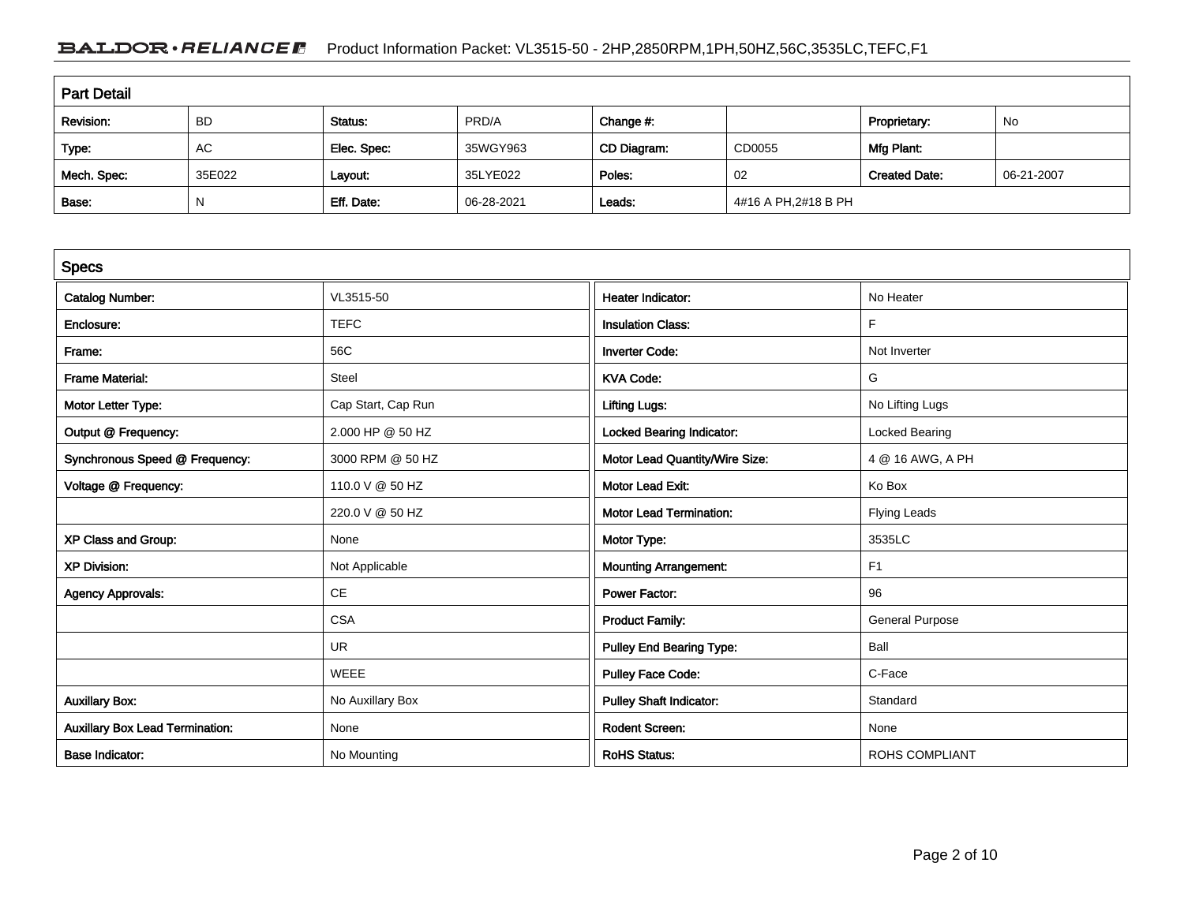## Part Detail

| Revision: | BD | Status: | PRD/A | Change #: | | Proprietary: | No |
|---|---|---|---|---|---|---|---|
| Type: | AC | Elec. Spec: | 35WGY963 | CD Diagram: | CD0055 | Mfg Plant: | |
| Mech. Spec: | 35E022 | Layout: | 35LYE022 | Poles: | 02 | Created Date: | 06-21-2007 |
| Base: | N | Eff. Date: | 06-28-2021 | Leads: | 4#16 A PH,2#18 B PH | | |

## Specs

| | | | |
|---|---|---|---|
| Catalog Number: | VL3515-50 | Heater Indicator: | No Heater |
| Enclosure: | TEFC | Insulation Class: | F |
| Frame: | 56C | Inverter Code: | Not Inverter |
| Frame Material: | Steel | KVA Code: | G |
| Motor Letter Type: | Cap Start, Cap Run | Lifting Lugs: | No Lifting Lugs |
| Output @ Frequency: | 2.000 HP @ 50 HZ | Locked Bearing Indicator: | Locked Bearing |
| Synchronous Speed @ Frequency: | 3000 RPM @ 50 HZ | Motor Lead Quantity/Wire Size: | 4 @ 16 AWG, A PH |
| Voltage @ Frequency: | 110.0 V @ 50 HZ | Motor Lead Exit: | Ko Box |
| | 220.0 V @ 50 HZ | Motor Lead Termination: | Flying Leads |
| XP Class and Group: | None | Motor Type: | 3535LC |
| XP Division: | Not Applicable | Mounting Arrangement: | F1 |
| Agency Approvals: | CE | Power Factor: | 96 |
| | CSA | Product Family: | General Purpose |
| | UR | Pulley End Bearing Type: | Ball |
| | WEEE | Pulley Face Code: | C-Face |
| Auxillary Box: | No Auxillary Box | Pulley Shaft Indicator: | Standard |
| Auxillary Box Lead Termination: | None | Rodent Screen: | None |
| Base Indicator: | No Mounting | RoHS Status: | ROHS COMPLIANT |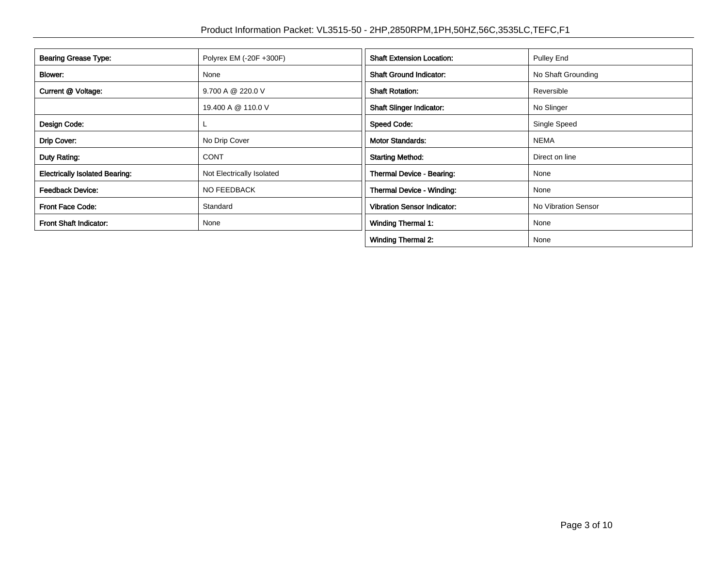| Bearing Grease Type: | Polyrex EM (-20F +300F) |
| --- | --- |
| Blower: | None |
| Current @ Voltage: | 9.700 A @ 220.0 V |
| | 19.400 A @ 110.0 V |
| Design Code: | L |
| Drip Cover: | No Drip Cover |
| Duty Rating: | CONT |
| Electrically Isolated Bearing: | Not Electrically Isolated |
| Feedback Device: | NO FEEDBACK |
| Front Face Code: | Standard |
| Front Shaft Indicator: | None |

| Shaft Extension Location: | Pulley End |
| --- | --- |
| Shaft Ground Indicator: | No Shaft Grounding |
| Shaft Rotation: | Reversible |
| Shaft Slinger Indicator: | No Slinger |
| Speed Code: | Single Speed |
| Motor Standards: | NEMA |
| Starting Method: | Direct on line |
| Thermal Device - Bearing: | None |
| Thermal Device - Winding: | None |
| Vibration Sensor Indicator: | No Vibration Sensor |
| Winding Thermal 1: | None |
| Winding Thermal 2: | None |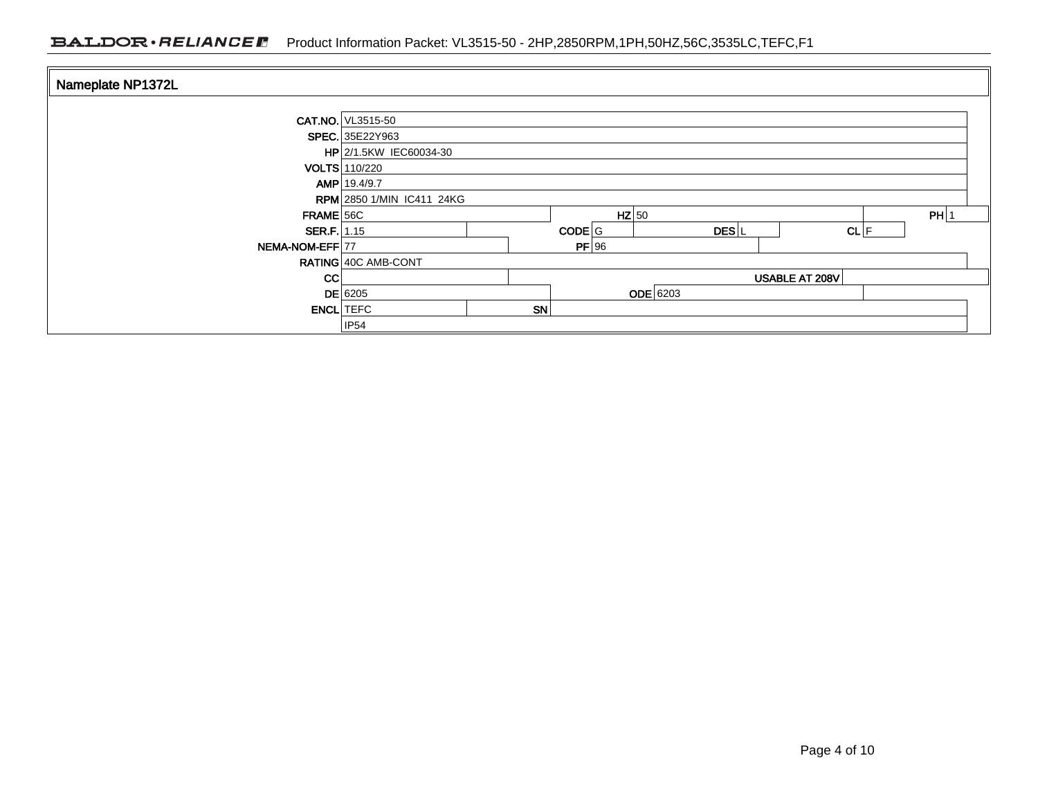## Nameplate NP1372L

| | | | | | | | | |
|---|---|---|---|---|---|---|---|---|
| CAT.NO. | VL3515-50 | | | | | | | |
| SPEC. | 35E22Y963 | | | | | | | |
| HP | 2/1.5KW IEC60034-30 | | | | | | | |
| VOLTS | 110/220 | | | | | | | |
| AMP | 19.4/9.7 | | | | | | | |
| RPM | 2850 1/MIN IC411 24KG | | | | | | | |
| FRAME | 56C | HZ | 50 | | | | PH | 1 |
| SER.F. | 1.15 | CODE | G | DES | L | | CL | F |
| NEMA-NOM-EFF | 77 | PF | 96 | | | | | |
| RATING | 40C AMB-CONT | | | | | | | |
| CC | | | | | | USABLE AT 208V | | |
| DE | 6205 | ODE | 6203 | | | | | |
| ENCL | TEFC | SN | | | | | | |
| | IP54 | | | | | | | |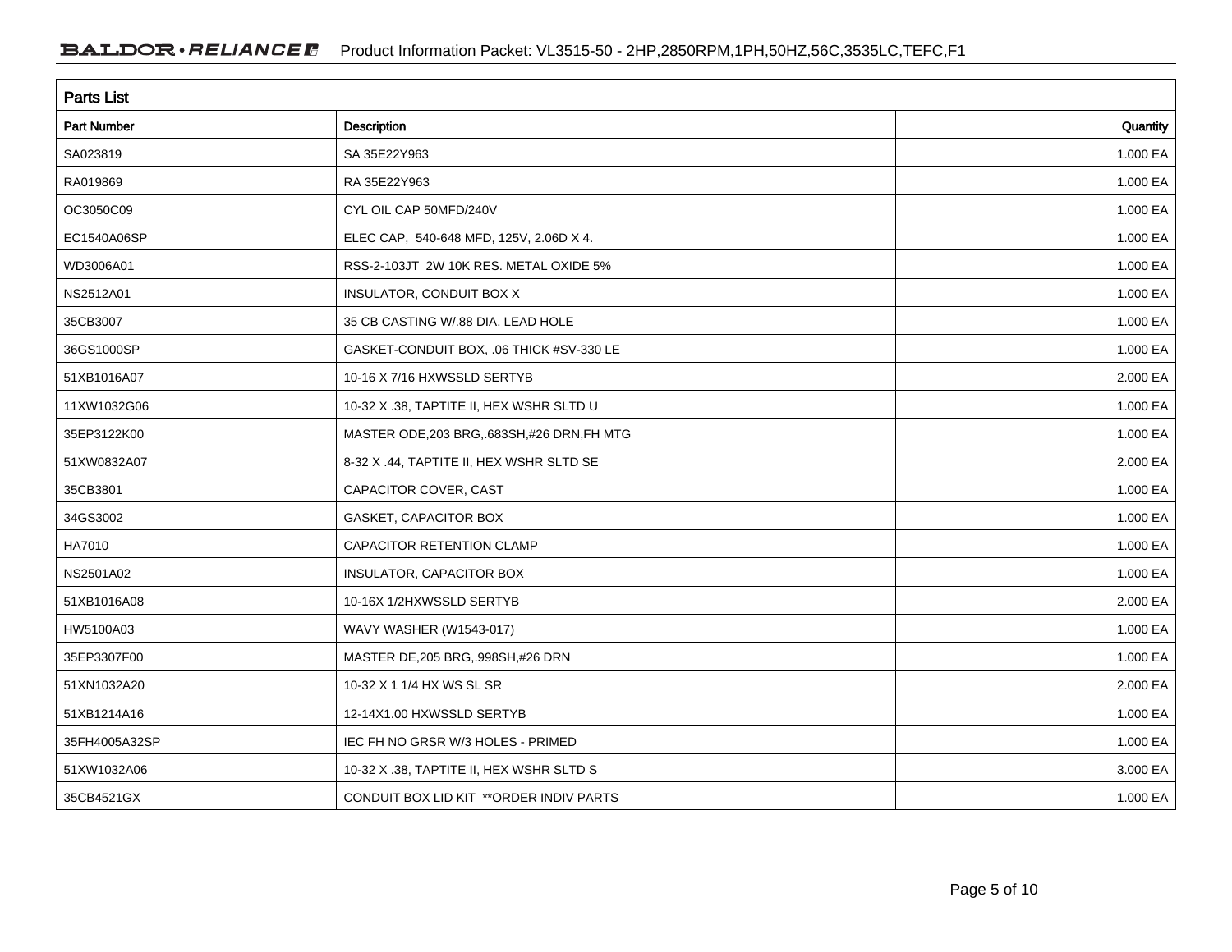## Parts List

| Part Number | Description | Quantity |
|---|---|---|
| SA023819 | SA 35E22Y963 | 1.000 EA |
| RA019869 | RA 35E22Y963 | 1.000 EA |
| OC3050C09 | CYL OIL CAP 50MFD/240V | 1.000 EA |
| EC1540A06SP | ELEC CAP, 540-648 MFD, 125V, 2.06D X 4. | 1.000 EA |
| WD3006A01 | RSS-2-103JT 2W 10K RES. METAL OXIDE 5% | 1.000 EA |
| NS2512A01 | INSULATOR, CONDUIT BOX X | 1.000 EA |
| 35CB3007 | 35 CB CASTING W/.88 DIA. LEAD HOLE | 1.000 EA |
| 36GS1000SP | GASKET-CONDUIT BOX, .06 THICK #SV-330 LE | 1.000 EA |
| 51XB1016A07 | 10-16 X 7/16 HXWSSLD SERTYB | 2.000 EA |
| 11XW1032G06 | 10-32 X .38, TAPTITE II, HEX WSHR SLTD U | 1.000 EA |
| 35EP3122K00 | MASTER ODE,203 BRG,.683SH,#26 DRN,FH MTG | 1.000 EA |
| 51XW0832A07 | 8-32 X .44, TAPTITE II, HEX WSHR SLTD SE | 2.000 EA |
| 35CB3801 | CAPACITOR COVER, CAST | 1.000 EA |
| 34GS3002 | GASKET, CAPACITOR BOX | 1.000 EA |
| HA7010 | CAPACITOR RETENTION CLAMP | 1.000 EA |
| NS2501A02 | INSULATOR, CAPACITOR BOX | 1.000 EA |
| 51XB1016A08 | 10-16X 1/2HXWSSLD SERTYB | 2.000 EA |
| HW5100A03 | WAVY WASHER (W1543-017) | 1.000 EA |
| 35EP3307F00 | MASTER DE,205 BRG,.998SH,#26 DRN | 1.000 EA |
| 51XN1032A20 | 10-32 X 1 1/4 HX WS SL SR | 2.000 EA |
| 51XB1214A16 | 12-14X1.00 HXWSSLD SERTYB | 1.000 EA |
| 35FH4005A32SP | IEC FH NO GRSR W/3 HOLES - PRIMED | 1.000 EA |
| 51XW1032A06 | 10-32 X .38, TAPTITE II, HEX WSHR SLTD S | 3.000 EA |
| 35CB4521GX | CONDUIT BOX LID KIT **ORDER INDIV PARTS | 1.000 EA |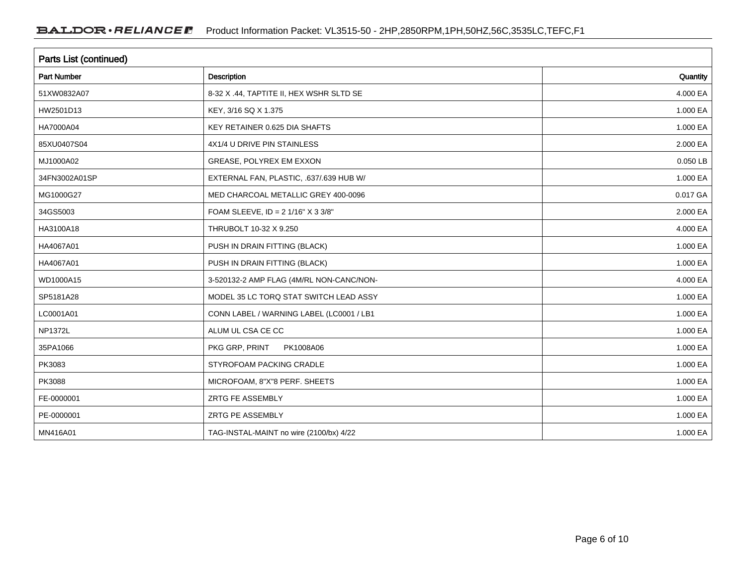## Parts List (continued)

| Part Number | Description | Quantity |
|---|---|---|
| 51XW0832A07 | 8-32 X .44, TAPTITE II, HEX WSHR SLTD SE | 4.000 EA |
| HW2501D13 | KEY, 3/16 SQ X 1.375 | 1.000 EA |
| HA7000A04 | KEY RETAINER 0.625 DIA SHAFTS | 1.000 EA |
| 85XU0407S04 | 4X1/4 U DRIVE PIN STAINLESS | 2.000 EA |
| MJ1000A02 | GREASE, POLYREX EM EXXON | 0.050 LB |
| 34FN3002A01SP | EXTERNAL FAN, PLASTIC, .637/.639 HUB W/ | 1.000 EA |
| MG1000G27 | MED CHARCOAL METALLIC GREY 400-0096 | 0.017 GA |
| 34GS5003 | FOAM SLEEVE, ID = 2 1/16" X 3 3/8" | 2.000 EA |
| HA3100A18 | THRUBOLT 10-32 X 9.250 | 4.000 EA |
| HA4067A01 | PUSH IN DRAIN FITTING (BLACK) | 1.000 EA |
| HA4067A01 | PUSH IN DRAIN FITTING (BLACK) | 1.000 EA |
| WD1000A15 | 3-520132-2 AMP FLAG (4M/RL NON-CANC/NON- | 4.000 EA |
| SP5181A28 | MODEL 35 LC TORQ STAT SWITCH LEAD ASSY | 1.000 EA |
| LC0001A01 | CONN LABEL / WARNING LABEL (LC0001 / LB1 | 1.000 EA |
| NP1372L | ALUM UL CSA CE CC | 1.000 EA |
| 35PA1066 | PKG GRP, PRINT PK1008A06 | 1.000 EA |
| PK3083 | STYROFOAM PACKING CRADLE | 1.000 EA |
| PK3088 | MICROFOAM, 8"X"8 PERF. SHEETS | 1.000 EA |
| FE-0000001 | ZRTG FE ASSEMBLY | 1.000 EA |
| PE-0000001 | ZRTG PE ASSEMBLY | 1.000 EA |
| MN416A01 | TAG-INSTAL-MAINT no wire (2100/bx) 4/22 | 1.000 EA |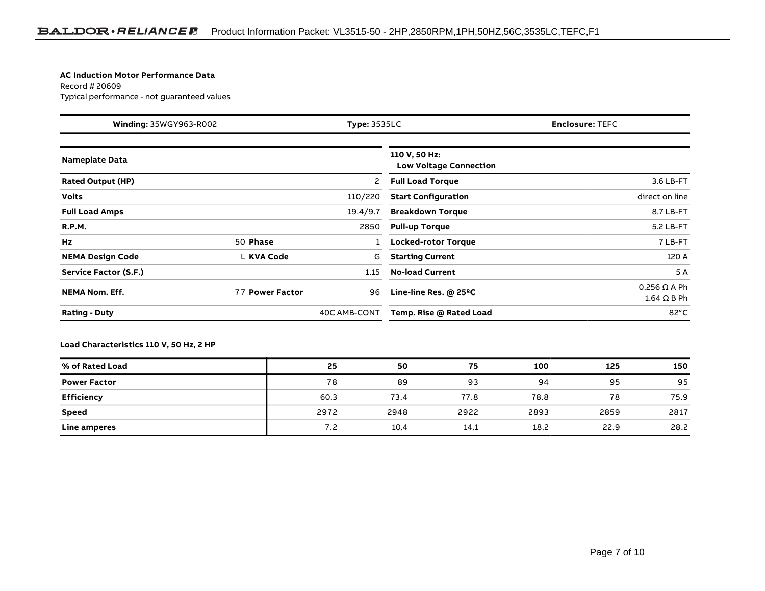**AC Induction Motor Performance Data**
Record # 20609
Typical performance - not guaranteed values

| **Winding:** 35WGY963-R002 | **Type:** 3535LC | **Enclosure:** TEFC |
|---|---|---|

| **Nameplate Data** | | | | **110 V, 50 Hz: Low Voltage Connection** | |
|---|---|---|---|---|---|
| **Rated Output (HP)** | | | 2 | **Full Load Torque** | 3.6 LB-FT |
| **Volts** | | | 110/220 | **Start Configuration** | direct on line |
| **Full Load Amps** | | | 19.4/9.7 | **Breakdown Torque** | 8.7 LB-FT |
| **R.P.M.** | | | 2850 | **Pull-up Torque** | 5.2 LB-FT |
| **Hz** | 50 | **Phase** | 1 | **Locked-rotor Torque** | 7 LB-FT |
| **NEMA Design Code** | L | **KVA Code** | G | **Starting Current** | 120 A |
| **Service Factor (S.F.)** | | | 1.15 | **No-load Current** | 5 A |
| **NEMA Nom. Eff.** | 77 | **Power Factor** | 96 | **Line-line Res. @ 25ºC** | 0.256 Ω A Ph<br>1.64 Ω B Ph |
| **Rating - Duty** | | | 40C AMB-CONT | **Temp. Rise @ Rated Load** | 82°C |

**Load Characteristics 110 V, 50 Hz, 2 HP**

| % of Rated Load | 25 | 50 | 75 | 100 | 125 | 150 |
|---|---|---|---|---|---|---|
| **Power Factor** | 78 | 89 | 93 | 94 | 95 | 95 |
| **Efficiency** | 60.3 | 73.4 | 77.8 | 78.8 | 78 | 75.9 |
| **Speed** | 2972 | 2948 | 2922 | 2893 | 2859 | 2817 |
| **Line amperes** | 7.2 | 10.4 | 14.1 | 18.2 | 22.9 | 28.2 |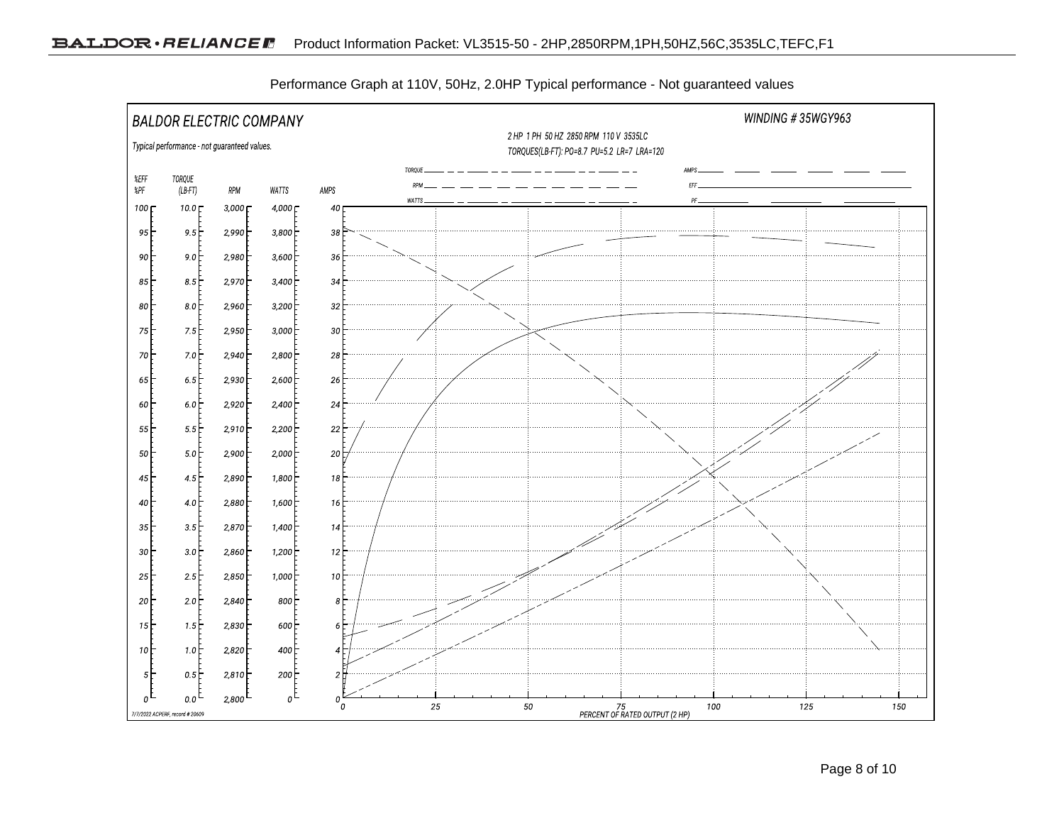Performance Graph at 110V, 50Hz, 2.0HP Typical performance - Not guaranteed values

BALDOR ELECTRIC COMPANY

Typical performance - not guaranteed values.

WINDING # 35WGY963

2 HP 1 PH 50 HZ 2850 RPM 110 V 3535LC

TORQUES(LB-FT): PO=8.7 PU=5.2 LR=7 LRA=120

Legend: TORQUE, RPM, WATTS, AMPS, EFF, PF

| %EFF %PF | TORQUE (LB-FT) | RPM | WATTS | AMPS |
|---|---|---|---|---|
| 100 | 10.0 | 3,000 | 4,000 | 40 |
| 95 | 9.5 | 2,990 | 3,800 | 38 |
| 90 | 9.0 | 2,980 | 3,600 | 36 |
| 85 | 8.5 | 2,970 | 3,400 | 34 |
| 80 | 8.0 | 2,960 | 3,200 | 32 |
| 75 | 7.5 | 2,950 | 3,000 | 30 |
| 70 | 7.0 | 2,940 | 2,800 | 28 |
| 65 | 6.5 | 2,930 | 2,600 | 26 |
| 60 | 6.0 | 2,920 | 2,400 | 24 |
| 55 | 5.5 | 2,910 | 2,200 | 22 |
| 50 | 5.0 | 2,900 | 2,000 | 20 |
| 45 | 4.5 | 2,890 | 1,800 | 18 |
| 40 | 4.0 | 2,880 | 1,600 | 16 |
| 35 | 3.5 | 2,870 | 1,400 | 14 |
| 30 | 3.0 | 2,860 | 1,200 | 12 |
| 25 | 2.5 | 2,850 | 1,000 | 10 |
| 20 | 2.0 | 2,840 | 800 | 8 |
| 15 | 1.5 | 2,830 | 600 | 6 |
| 10 | 1.0 | 2,820 | 400 | 4 |
| 5 | 0.5 | 2,810 | 200 | 2 |
| 0 | 0.0 | 2,800 | 0 | 0 |

PERCENT OF RATED OUTPUT (2 HP): 0, 25, 50, 75, 100, 125, 150

7/7/2022 ACPERF, record # 20609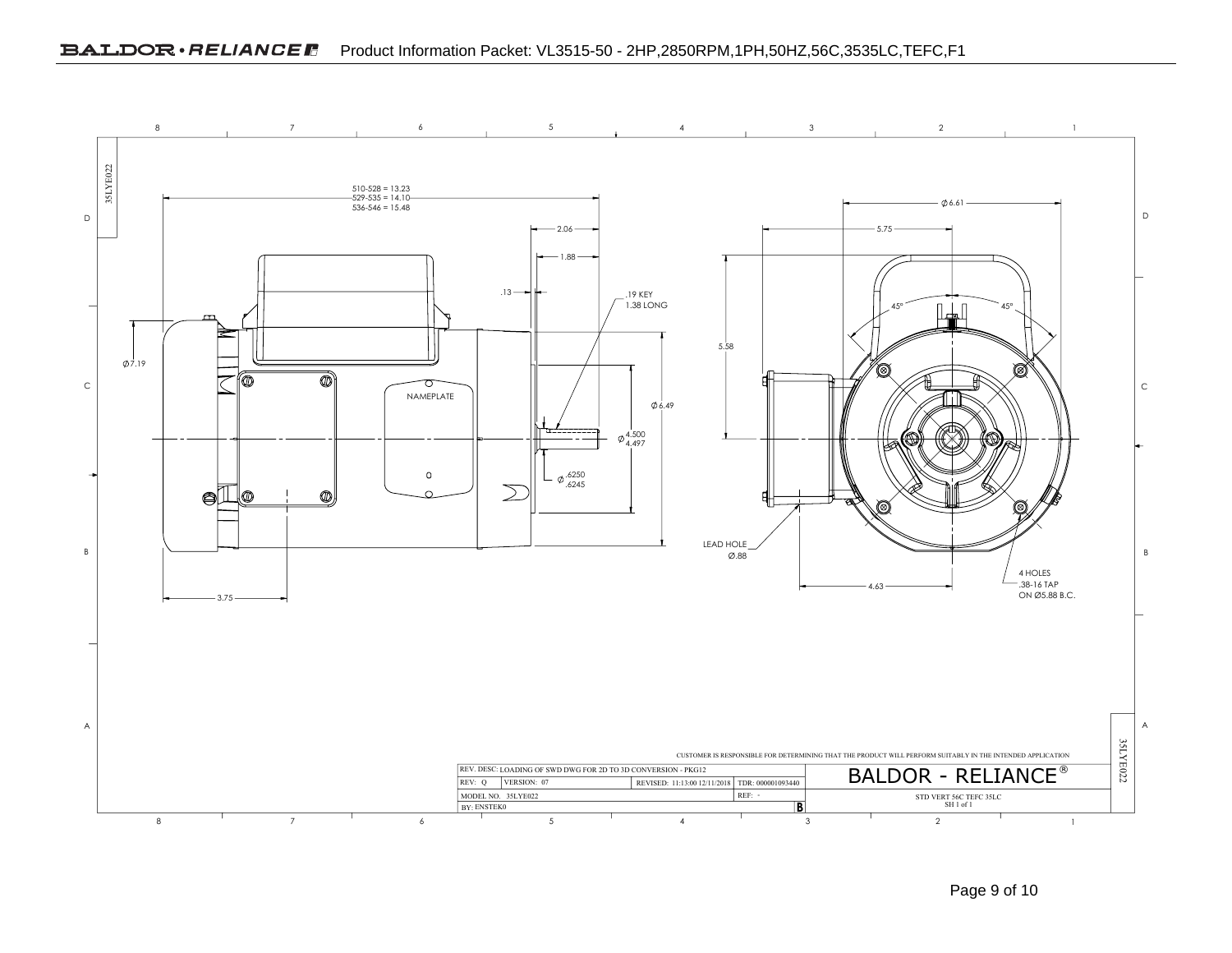Product Information Packet: VL3515-50 - 2HP,2850RPM,1PH,50HZ,56C,3535LC,TEFC,F1

35LYE022

510-528 = 13.23
529-535 = 14.10
536-546 = 15.48

2.06

1.88

.13

.19 KEY
1.38 LONG

Ø7.19

NAMEPLATE

Ø6.49

Ø 4.500
4.497

Ø .6250
.6245

3.75

Ø6.61

5.75

5.58

45°

45°

LEAD HOLE
Ø.88

4.63

4 HOLES
.38-16 TAP
ON Ø5.88 B.C.

CUSTOMER IS RESPONSIBLE FOR DETERMINING THAT THE PRODUCT WILL PERFORM SUITABLY IN THE INTENDED APPLICATION

| REV. DESC: LOADING OF SWD DWG FOR 2D TO 3D CONVERSION - PKG12 | | | | BALDOR - RELIANCE® |
|---|---|---|---|---|
| REV: Q | VERSION: 07 | REVISED: 11:13:00 12/11/2018 | TDR: 000001093440 | |
| MODEL NO. 35LYE022 | | | REF: - | STD VERT 56C TEFC 35LC |
| BY: ENSTEK0 | | | B | SH 1 of 1 |

35LYE022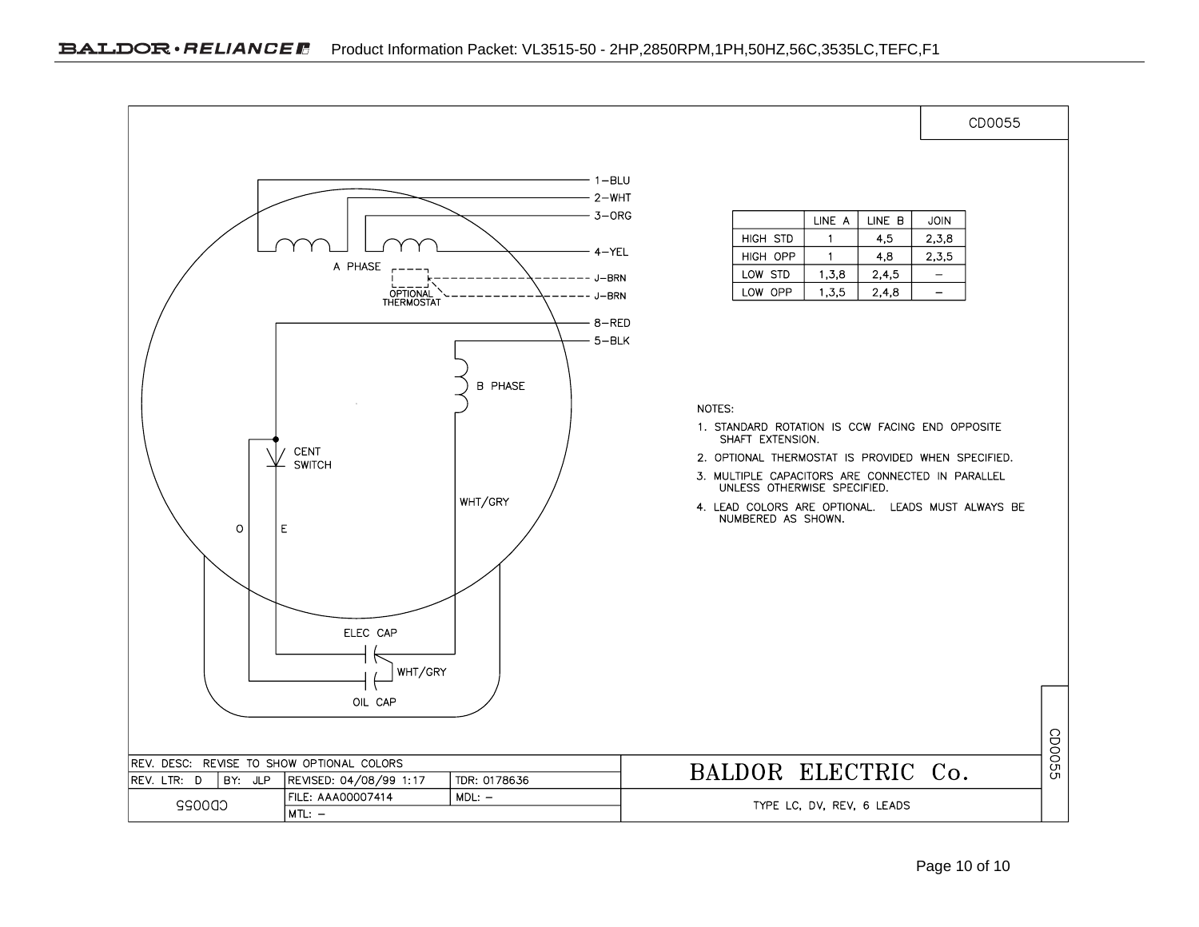CD0055

1-BLU
2-WHT
3-ORG
4-YEL
A PHASE
OPTIONAL THERMOSTAT
J-BRN
J-BRN
8-RED
5-BLK
B PHASE
CENT SWITCH
WHT/GRY
O
E
ELEC CAP
WHT/GRY
OIL CAP

| | LINE A | LINE B | JOIN |
|---|---|---|---|
| HIGH STD | 1 | 4,5 | 2,3,8 |
| HIGH OPP | 1 | 4,8 | 2,3,5 |
| LOW STD | 1,3,8 | 2,4,5 | – |
| LOW OPP | 1,3,5 | 2,4,8 | – |

NOTES:

1. STANDARD ROTATION IS CCW FACING END OPPOSITE SHAFT EXTENSION.
2. OPTIONAL THERMOSTAT IS PROVIDED WHEN SPECIFIED.
3. MULTIPLE CAPACITORS ARE CONNECTED IN PARALLEL UNLESS OTHERWISE SPECIFIED.
4. LEAD COLORS ARE OPTIONAL. LEADS MUST ALWAYS BE NUMBERED AS SHOWN.

| | | | |
|---|---|---|---|
| REV. DESC: REVISE TO SHOW OPTIONAL COLORS | | | BALDOR ELECTRIC Co. |
| REV. LTR: D | BY: JLP | REVISED: 04/08/99 1:17 | TDR: 0178636 |
| CD0055 | FILE: AAA00007414 | MDL: – | TYPE LC, DV, REV, 6 LEADS |
| | MTL: – | | |

CD0055